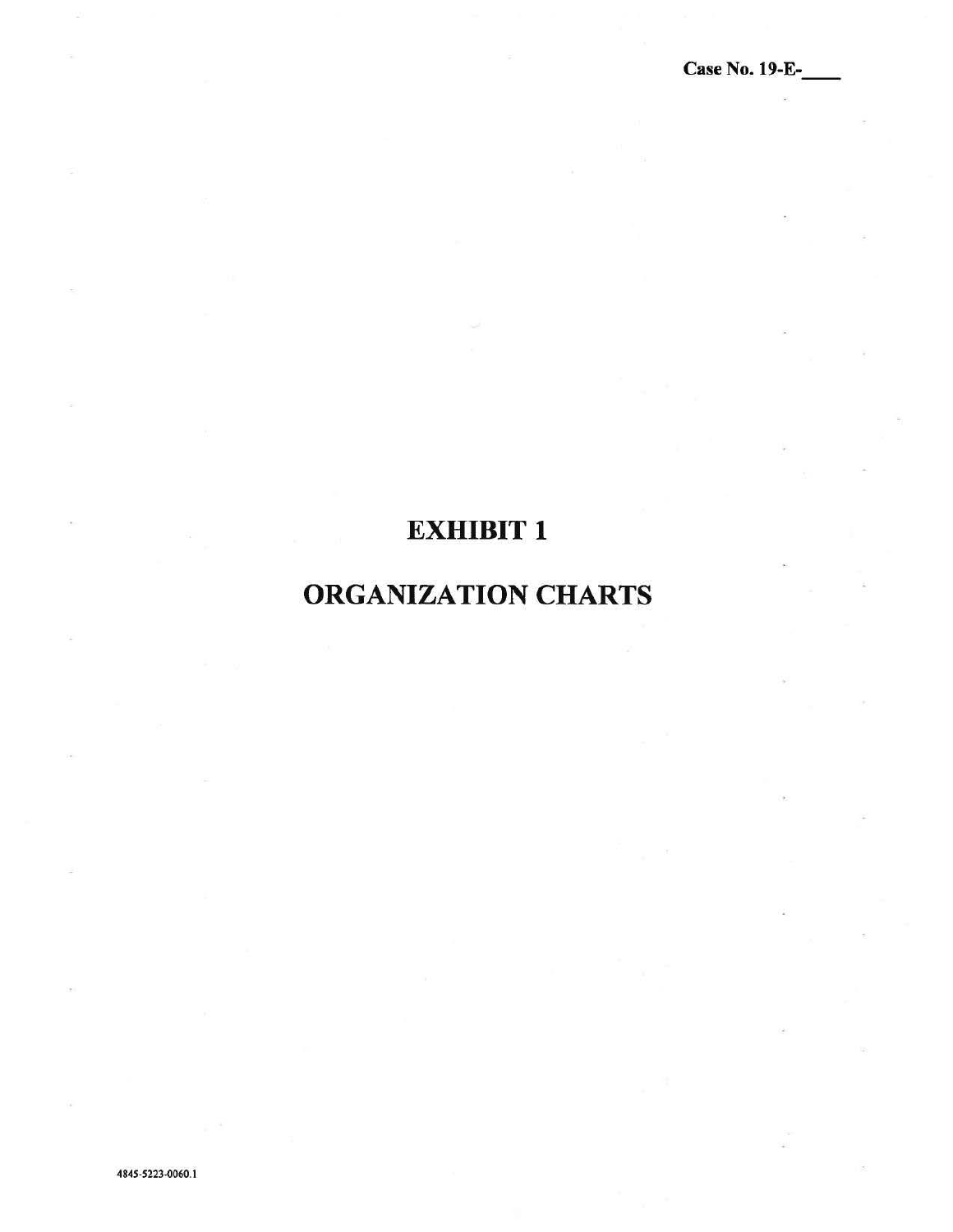**Case No. 19-E-____**

# EXHIBIT 1

# ORGANIZATION CHARTS

4845-5223-0060.1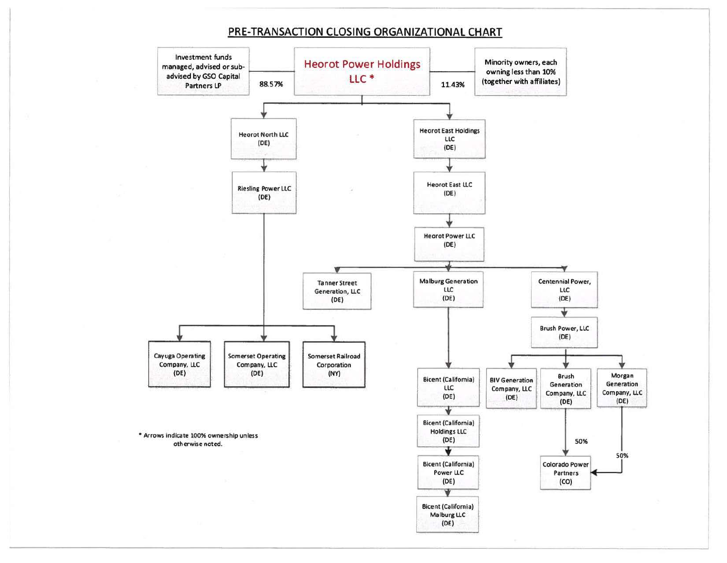# PRE-TRANSACTION CLOSING ORGANIZATIONAL CHART

- Investment funds managed, advised or sub-advised by GSO Capital Partners LP — 88.57% → **Heorot Power Holdings LLC \***
- Minority owners, each owning less than 10% (together with affiliates) — 11.43% → **Heorot Power Holdings LLC \***

**Heorot Power Holdings LLC \***
- Heorot North LLC (DE)
  - Riesling Power LLC (DE)
    - Cayuga Operating Company, LLC (DE)
    - Somerset Operating Company, LLC (DE)
    - Somerset Railroad Corporation (NY)
- Heorot East Holdings LLC (DE)
  - Heorot East LLC (DE)
    - Heorot Power LLC (DE)
      - Tanner Street Generation, LLC (DE)
      - Malburg Generation LLC (DE)
        - Bicent (California) LLC (DE)
          - Bicent (California) Holdings LLC (DE)
            - Bicent (California) Power LLC (DE)
              - Bicent (California) Malburg LLC (DE)
      - Centennial Power, LLC (DE)
        - Brush Power, LLC (DE)
          - BIV Generation Company, LLC (DE)
          - Brush Generation Company, LLC (DE)
            - 50% → Colorado Power Partners (CO)
          - Morgan Generation Company, LLC (DE)
            - 50% → Colorado Power Partners (CO)

\* Arrows indicate 100% ownership unless otherwise noted.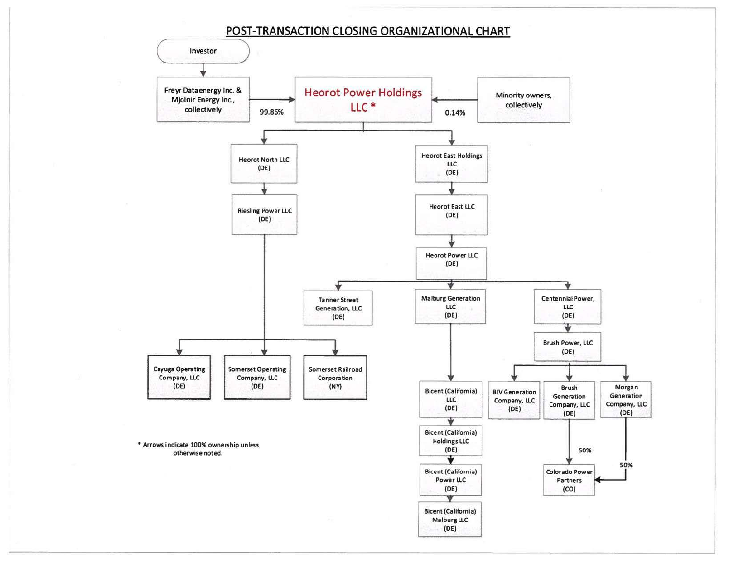# POST-TRANSACTION CLOSING ORGANIZATIONAL CHART

Investor

Freyr Dataenergy Inc. & Mjolnir Energy Inc., collectively

99.86%

Heorot Power Holdings LLC *

0.14%

Minority owners, collectively

Heorot North LLC (DE)

Riesling Power LLC (DE)

Cayuga Operating Company, LLC (DE)

Somerset Operating Company, LLC (DE)

Somerset Railroad Corporation (NY)

Heorot East Holdings LLC (DE)

Heorot East LLC (DE)

Heorot Power LLC (DE)

Tanner Street Generation, LLC (DE)

Malburg Generation LLC (DE)

Centennial Power, LLC (DE)

Bicent (California) LLC (DE)

Bicent (California) Holdings LLC (DE)

Bicent (California) Power LLC (DE)

Bicent (California) Malburg LLC (DE)

Brush Power, LLC (DE)

BIV Generation Company, LLC (DE)

Brush Generation Company, LLC (DE)

Morgan Generation Company, LLC (DE)

50%

50%

Colorado Power Partners (CO)

* Arrows indicate 100% ownership unless otherwise noted.